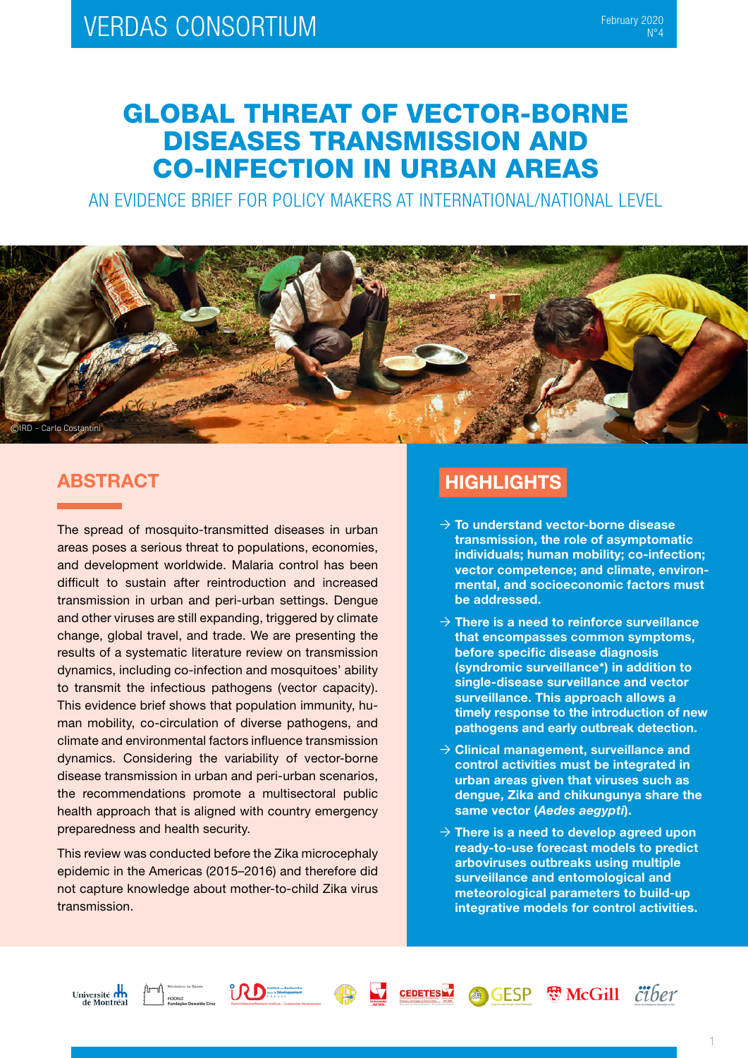VERDAS CONSORTIUM

February 2020
N°4

# GLOBAL THREAT OF VECTOR-BORNE DISEASES TRANSMISSION AND CO-INFECTION IN URBAN AREAS

AN EVIDENCE BRIEF FOR POLICY MAKERS AT INTERNATIONAL/NATIONAL LEVEL

©IRD – Carlo Costantini

## ABSTRACT

The spread of mosquito-transmitted diseases in urban areas poses a serious threat to populations, economies, and development worldwide. Malaria control has been difficult to sustain after reintroduction and increased transmission in urban and peri-urban settings. Dengue and other viruses are still expanding, triggered by climate change, global travel, and trade. We are presenting the results of a systematic literature review on transmission dynamics, including co-infection and mosquitoes' ability to transmit the infectious pathogens (vector capacity). This evidence brief shows that population immunity, human mobility, co-circulation of diverse pathogens, and climate and environmental factors influence transmission dynamics. Considering the variability of vector-borne disease transmission in urban and peri-urban scenarios, the recommendations promote a multisectoral public health approach that is aligned with country emergency preparedness and health security.

This review was conducted before the Zika microcephaly epidemic in the Americas (2015–2016) and therefore did not capture knowledge about mother-to-child Zika virus transmission.

## HIGHLIGHTS

- **To understand vector-borne disease transmission, the role of asymptomatic individuals; human mobility; co-infection; vector competence; and climate, environmental, and socioeconomic factors must be addressed.**
- **There is a need to reinforce surveillance that encompasses common symptoms, before specific disease diagnosis (syndromic surveillance\*) in addition to single-disease surveillance and vector surveillance. This approach allows a timely response to the introduction of new pathogens and early outbreak detection.**
- **Clinical management, surveillance and control activities must be integrated in urban areas given that viruses such as dengue, Zika and chikungunya share the same vector (*Aedes aegypti*).**
- **There is a need to develop agreed upon ready-to-use forecast models to predict arboviruses outbreaks using multiple surveillance and entomological and meteorological parameters to build-up integrative models for control activities.**

Université de Montréal · Ministério da Saúde FIOCRUZ Fundação Oswaldo Cruz · IRD Institut de Recherche pour le Développement · Universidad del Valle · CEDETES · GESP · McGill · ciber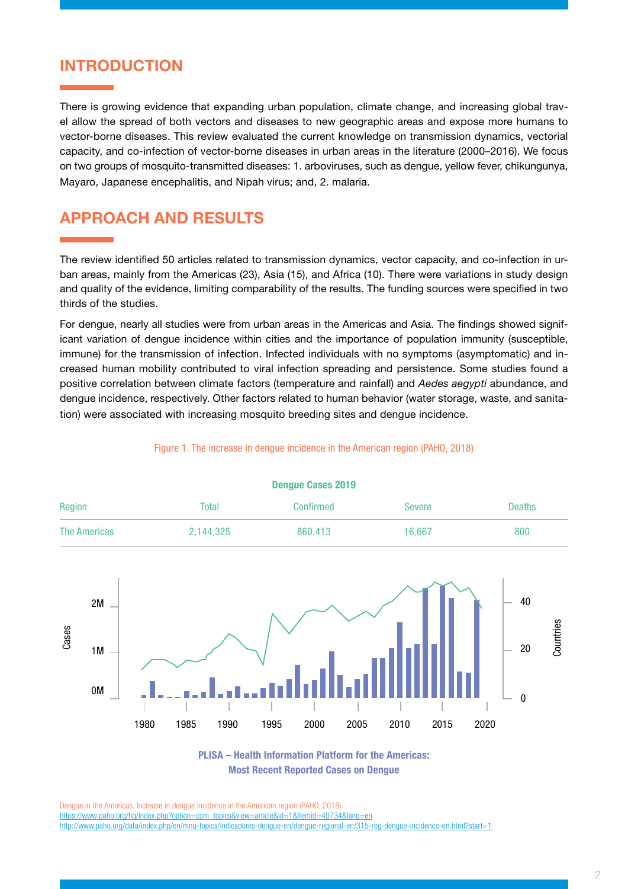## INTRODUCTION

There is growing evidence that expanding urban population, climate change, and increasing global travel allow the spread of both vectors and diseases to new geographic areas and expose more humans to vector-borne diseases. This review evaluated the current knowledge on transmission dynamics, vectorial capacity, and co-infection of vector-borne diseases in urban areas in the literature (2000–2016). We focus on two groups of mosquito-transmitted diseases: 1. arboviruses, such as dengue, yellow fever, chikungunya, Mayaro, Japanese encephalitis, and Nipah virus; and, 2. malaria.

## APPROACH AND RESULTS

The review identified 50 articles related to transmission dynamics, vector capacity, and co-infection in urban areas, mainly from the Americas (23), Asia (15), and Africa (10). There were variations in study design and quality of the evidence, limiting comparability of the results. The funding sources were specified in two thirds of the studies.

For dengue, nearly all studies were from urban areas in the Americas and Asia. The findings showed significant variation of dengue incidence within cities and the importance of population immunity (susceptible, immune) for the transmission of infection. Infected individuals with no symptoms (asymptomatic) and increased human mobility contributed to viral infection spreading and persistence. Some studies found a positive correlation between climate factors (temperature and rainfall) and *Aedes aegypti* abundance, and dengue incidence, respectively. Other factors related to human behavior (water storage, waste, and sanitation) were associated with increasing mosquito breeding sites and dengue incidence.

Figure 1. The increase in dengue incidence in the American region (PAHO, 2018)

**Dengue Cases 2019**

| Region | Total | Confirmed | Severe | Deaths |
|---|---|---|---|---|
| The Americas | 2,144,325 | 860,413 | 16,667 | 800 |

**PLISA – Health Information Platform for the Americas: Most Recent Reported Cases on Dengue**

Dengue in the Americas. Increase in dengue incidence in the American region (PAHO, 2018).
https://www.paho.org/hq/index.php?option=com_topics&view=article&id=1&Itemid=40734&lang=en
http://www.paho.org/data/index.php/en/mnu-topics/indicadores-dengue-en/dengue-regional-en/315-reg-dengue-incidence-en.html?start=1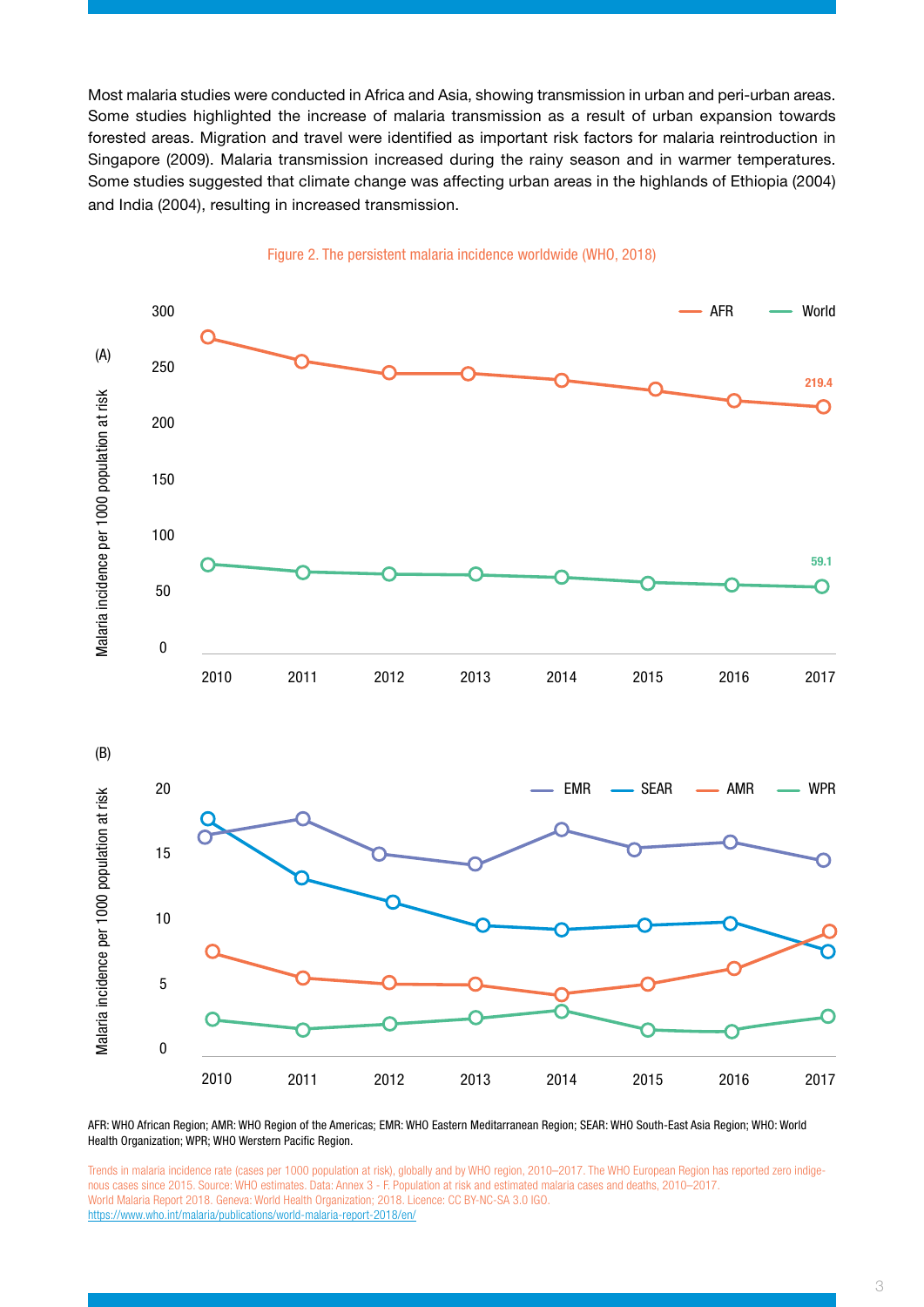Most malaria studies were conducted in Africa and Asia, showing transmission in urban and peri-urban areas. Some studies highlighted the increase of malaria transmission as a result of urban expansion towards forested areas. Migration and travel were identified as important risk factors for malaria reintroduction in Singapore (2009). Malaria transmission increased during the rainy season and in warmer temperatures. Some studies suggested that climate change was affecting urban areas in the highlands of Ethiopia (2004) and India (2004), resulting in increased transmission.

Figure 2. The persistent malaria incidence worldwide (WHO, 2018)

AFR: WHO African Region; AMR: WHO Region of the Americas; EMR: WHO Eastern Mediterranean Region; SEAR: WHO South-East Asia Region; WHO: World Health Organization; WPR; WHO Werstern Pacific Region.

Trends in malaria incidence rate (cases per 1000 population at risk), globally and by WHO region, 2010–2017. The WHO European Region has reported zero indigenous cases since 2015. Source: WHO estimates. Data: Annex 3 - F. Population at risk and estimated malaria cases and deaths, 2010–2017.
World Malaria Report 2018. Geneva: World Health Organization; 2018. Licence: CC BY-NC-SA 3.0 IGO.
https://www.who.int/malaria/publications/world-malaria-report-2018/en/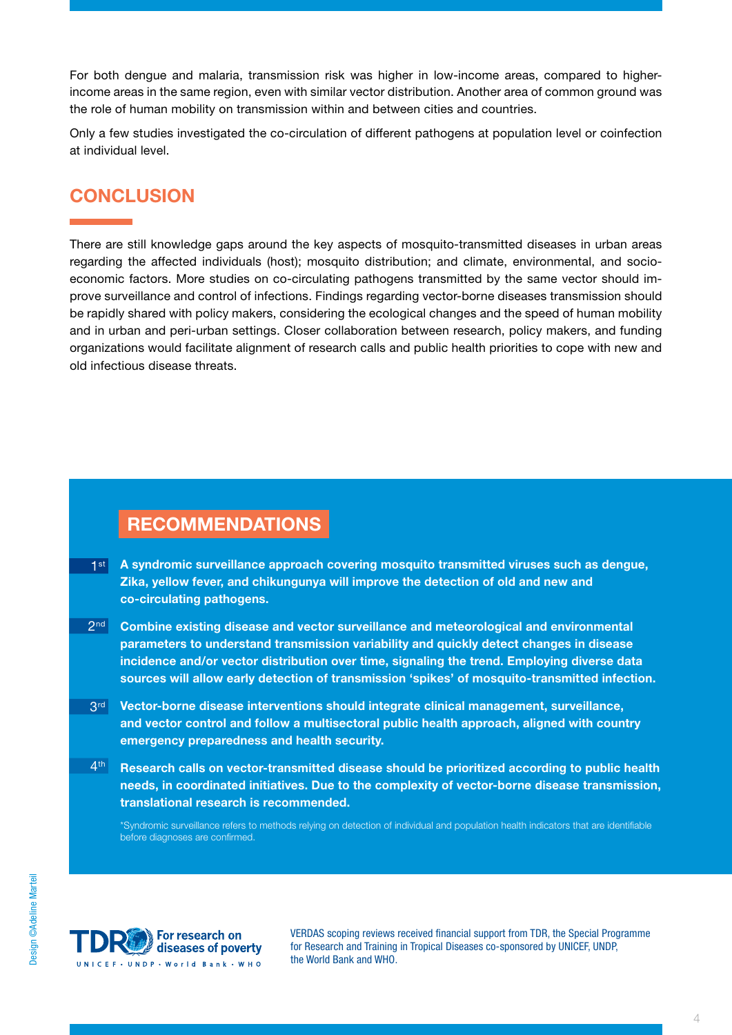For both dengue and malaria, transmission risk was higher in low-income areas, compared to higher-income areas in the same region, even with similar vector distribution. Another area of common ground was the role of human mobility on transmission within and between cities and countries.

Only a few studies investigated the co-circulation of different pathogens at population level or coinfection at individual level.

## CONCLUSION

There are still knowledge gaps around the key aspects of mosquito-transmitted diseases in urban areas regarding the affected individuals (host); mosquito distribution; and climate, environmental, and socio-economic factors. More studies on co-circulating pathogens transmitted by the same vector should improve surveillance and control of infections. Findings regarding vector-borne diseases transmission should be rapidly shared with policy makers, considering the ecological changes and the speed of human mobility and in urban and peri-urban settings. Closer collaboration between research, policy makers, and funding organizations would facilitate alignment of research calls and public health priorities to cope with new and old infectious disease threats.

## RECOMMENDATIONS

1st **A syndromic surveillance approach covering mosquito transmitted viruses such as dengue, Zika, yellow fever, and chikungunya will improve the detection of old and new and co-circulating pathogens.**

2nd **Combine existing disease and vector surveillance and meteorological and environmental parameters to understand transmission variability and quickly detect changes in disease incidence and/or vector distribution over time, signaling the trend. Employing diverse data sources will allow early detection of transmission 'spikes' of mosquito-transmitted infection.**

3rd **Vector-borne disease interventions should integrate clinical management, surveillance, and vector control and follow a multisectoral public health approach, aligned with country emergency preparedness and health security.**

4th **Research calls on vector-transmitted disease should be prioritized according to public health needs, in coordinated initiatives. Due to the complexity of vector-borne disease transmission, translational research is recommended.**

*Syndromic surveillance refers to methods relying on detection of individual and population health indicators that are identifiable before diagnoses are confirmed.

TDR For research on diseases of poverty
UNICEF · UNDP · World Bank · WHO

VERDAS scoping reviews received financial support from TDR, the Special Programme for Research and Training in Tropical Diseases co-sponsored by UNICEF, UNDP, the World Bank and WHO.

Design ©Adeline Marteil